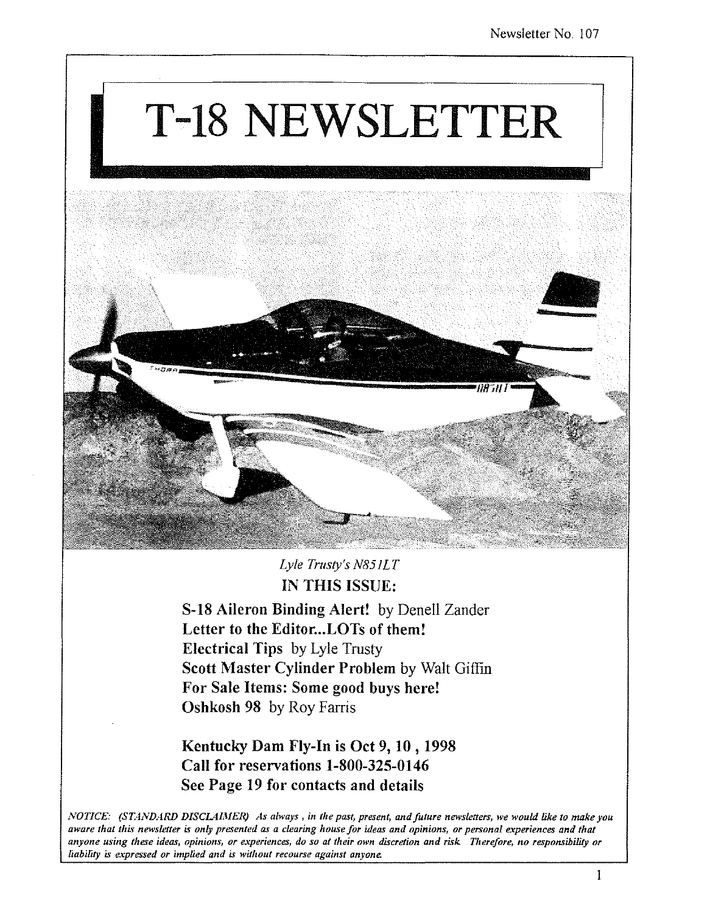Newsletter No. 107

# T-18 NEWSLETTER

*Lyle Trusty's N851LT*

## IN THIS ISSUE:

**S-18 Aileron Binding Alert!** by Denell Zander
**Letter to the Editor...LOTs of them!**
**Electrical Tips** by Lyle Trusty
**Scott Master Cylinder Problem** by Walt Giffin
**For Sale Items: Some good buys here!**
**Oshkosh 98** by Roy Farris

**Kentucky Dam Fly-In is Oct 9, 10 , 1998**
**Call for reservations 1-800-325-0146**
**See Page 19 for contacts and details**

*NOTICE: (STANDARD DISCLAIMER) As always , in the past, present, and future newsletters, we would like to make you aware that this newsletter is only presented as a clearing house for ideas and opinions, or personal experiences and that anyone using these ideas, opinions, or experiences, do so at their own discretion and risk. Therefore, no responsibility or liability is expressed or implied and is without recourse against anyone.*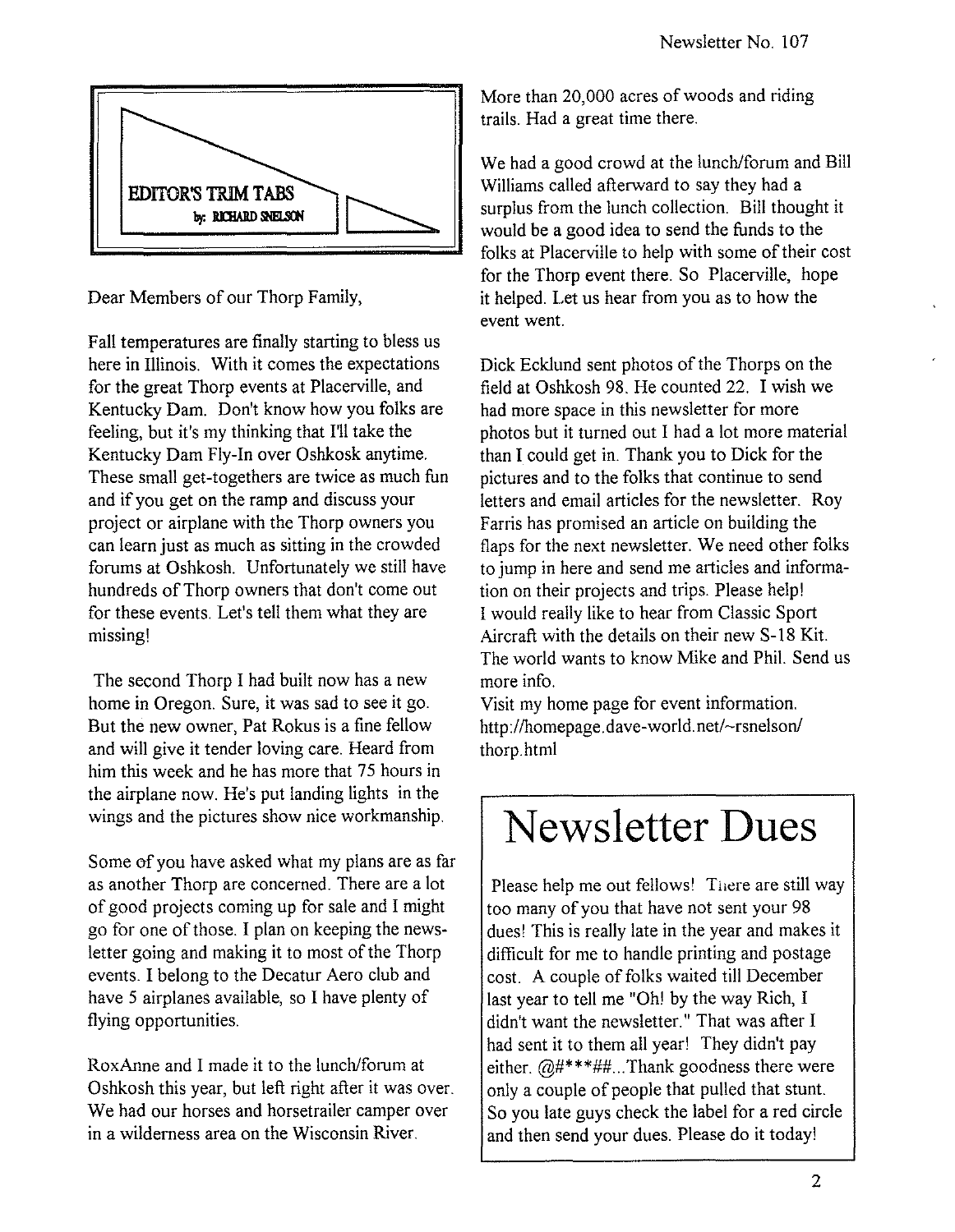## EDITOR'S TRIM TABS

by: RICHARD SNELSON

Dear Members of our Thorp Family,

Fall temperatures are finally starting to bless us here in Illinois. With it comes the expectations for the great Thorp events at Placerville, and Kentucky Dam. Don't know how you folks are feeling, but it's my thinking that I'll take the Kentucky Dam Fly-In over Oshkosk anytime. These small get-togethers are twice as much fun and if you get on the ramp and discuss your project or airplane with the Thorp owners you can learn just as much as sitting in the crowded forums at Oshkosh. Unfortunately we still have hundreds of Thorp owners that don't come out for these events. Let's tell them what they are missing!

The second Thorp I had built now has a new home in Oregon. Sure, it was sad to see it go. But the new owner, Pat Rokus is a fine fellow and will give it tender loving care. Heard from him this week and he has more that 75 hours in the airplane now. He's put landing lights in the wings and the pictures show nice workmanship.

Some of you have asked what my plans are as far as another Thorp are concerned. There are a lot of good projects coming up for sale and I might go for one of those. I plan on keeping the newsletter going and making it to most of the Thorp events. I belong to the Decatur Aero club and have 5 airplanes available, so I have plenty of flying opportunities.

RoxAnne and I made it to the lunch/forum at Oshkosh this year, but left right after it was over. We had our horses and horsetrailer camper over in a wilderness area on the Wisconsin River. More than 20,000 acres of woods and riding trails. Had a great time there.

We had a good crowd at the lunch/forum and Bill Williams called afterward to say they had a surplus from the lunch collection. Bill thought it would be a good idea to send the funds to the folks at Placerville to help with some of their cost for the Thorp event there. So Placerville, hope it helped. Let us hear from you as to how the event went.

Dick Ecklund sent photos of the Thorps on the field at Oshkosh 98. He counted 22. I wish we had more space in this newsletter for more photos but it turned out I had a lot more material than I could get in. Thank you to Dick for the pictures and to the folks that continue to send letters and email articles for the newsletter. Roy Farris has promised an article on building the flaps for the next newsletter. We need other folks to jump in here and send me articles and information on their projects and trips. Please help!
I would really like to hear from Classic Sport Aircraft with the details on their new S-18 Kit. The world wants to know Mike and Phil. Send us more info.
Visit my home page for event information.
http://homepage.dave-world.net/~rsnelson/thorp.html

# Newsletter Dues

Please help me out fellows! There are still way too many of you that have not sent your 98 dues! This is really late in the year and makes it difficult for me to handle printing and postage cost. A couple of folks waited till December last year to tell me "Oh! by the way Rich, I didn't want the newsletter." That was after I had sent it to them all year! They didn't pay either. @#***##...Thank goodness there were only a couple of people that pulled that stunt. So you late guys check the label for a red circle and then send your dues. Please do it today!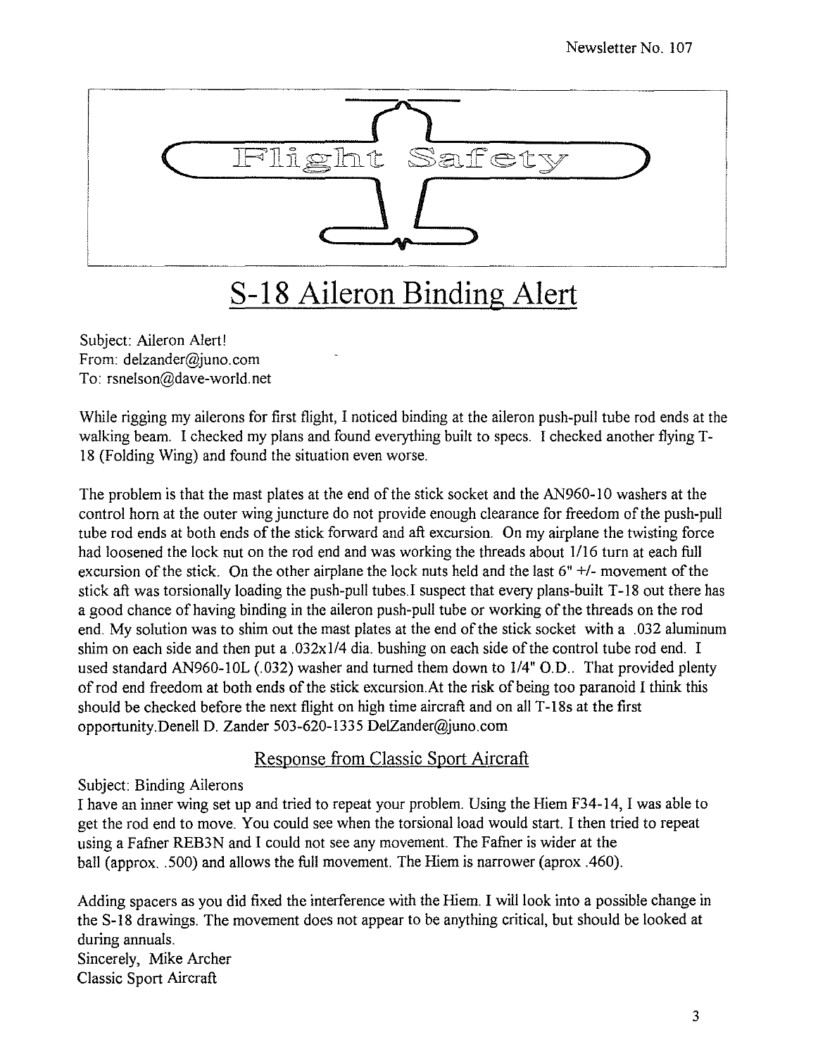# S-18 Aileron Binding Alert

Subject: Aileron Alert!
From: delzander@juno.com
To: rsnelson@dave-world.net

While rigging my ailerons for first flight, I noticed binding at the aileron push-pull tube rod ends at the walking beam. I checked my plans and found everything built to specs. I checked another flying T-18 (Folding Wing) and found the situation even worse.

The problem is that the mast plates at the end of the stick socket and the AN960-10 washers at the control horn at the outer wing juncture do not provide enough clearance for freedom of the push-pull tube rod ends at both ends of the stick forward and aft excursion. On my airplane the twisting force had loosened the lock nut on the rod end and was working the threads about 1/16 turn at each full excursion of the stick. On the other airplane the lock nuts held and the last 6" +/- movement of the stick aft was torsionally loading the push-pull tubes.I suspect that every plans-built T-18 out there has a good chance of having binding in the aileron push-pull tube or working of the threads on the rod end. My solution was to shim out the mast plates at the end of the stick socket with a .032 aluminum shim on each side and then put a .032x1/4 dia. bushing on each side of the control tube rod end. I used standard AN960-10L (.032) washer and turned them down to 1/4" O.D.. That provided plenty of rod end freedom at both ends of the stick excursion.At the risk of being too paranoid I think this should be checked before the next flight on high time aircraft and on all T-18s at the first opportunity.Denell D. Zander 503-620-1335 DelZander@juno.com

## Response from Classic Sport Aircraft

Subject: Binding Ailerons
I have an inner wing set up and tried to repeat your problem. Using the Hiem F34-14, I was able to get the rod end to move. You could see when the torsional load would start. I then tried to repeat using a Fafner REB3N and I could not see any movement. The Fafner is wider at the ball (approx. .500) and allows the full movement. The Hiem is narrower (aprox .460).

Adding spacers as you did fixed the interference with the Hiem. I will look into a possible change in the S-18 drawings. The movement does not appear to be anything critical, but should be looked at during annuals.
Sincerely, Mike Archer
Classic Sport Aircraft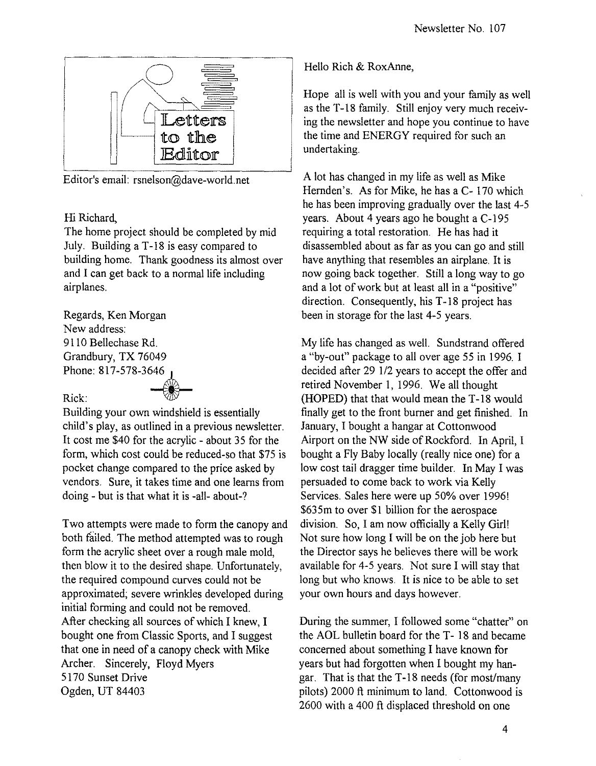# Letters to the Editor

Editor's email: rsnelson@dave-world.net

Hi Richard,

The home project should be completed by mid July. Building a T-18 is easy compared to building home. Thank goodness its almost over and I can get back to a normal life including airplanes.

Regards, Ken Morgan
New address:
9110 Bellechase Rd.
Grandbury, TX 76049
Phone: 817-578-3646

Rick:

Building your own windshield is essentially child's play, as outlined in a previous newsletter. It cost me $40 for the acrylic - about 35 for the form, which cost could be reduced-so that $75 is pocket change compared to the price asked by vendors. Sure, it takes time and one learns from doing - but is that what it is -all- about-?

Two attempts were made to form the canopy and both failed. The method attempted was to rough form the acrylic sheet over a rough male mold, then blow it to the desired shape. Unfortunately, the required compound curves could not be approximated; severe wrinkles developed during initial forming and could not be removed.
After checking all sources of which I knew, I bought one from Classic Sports, and I suggest that one in need of a canopy check with Mike Archer. Sincerely, Floyd Myers
5170 Sunset Drive
Ogden, UT 84403

Hello Rich & RoxAnne,

Hope all is well with you and your family as well as the T-18 family. Still enjoy very much receiving the newsletter and hope you continue to have the time and ENERGY required for such an undertaking.

A lot has changed in my life as well as Mike Hernden's. As for Mike, he has a C- 170 which he has been improving gradually over the last 4-5 years. About 4 years ago he bought a C-195 requiring a total restoration. He has had it disassembled about as far as you can go and still have anything that resembles an airplane. It is now going back together. Still a long way to go and a lot of work but at least all in a "positive" direction. Consequently, his T-18 project has been in storage for the last 4-5 years.

My life has changed as well. Sundstrand offered a "by-out" package to all over age 55 in 1996. I decided after 29 1/2 years to accept the offer and retired November 1, 1996. We all thought (HOPED) that that would mean the T-18 would finally get to the front burner and get finished. In January, I bought a hangar at Cottonwood Airport on the NW side of Rockford. In April, I bought a Fly Baby locally (really nice one) for a low cost tail dragger time builder. In May I was persuaded to come back to work via Kelly Services. Sales here were up 50% over 1996! $635m to over $1 billion for the aerospace division. So, I am now officially a Kelly Girl! Not sure how long I will be on the job here but the Director says he believes there will be work available for 4-5 years. Not sure I will stay that long but who knows. It is nice to be able to set your own hours and days however.

During the summer, I followed some "chatter" on the AOL bulletin board for the T- 18 and became concerned about something I have known for years but had forgotten when I bought my hangar. That is that the T-18 needs (for most/many pilots) 2000 ft minimum to land. Cottonwood is 2600 with a 400 ft displaced threshold on one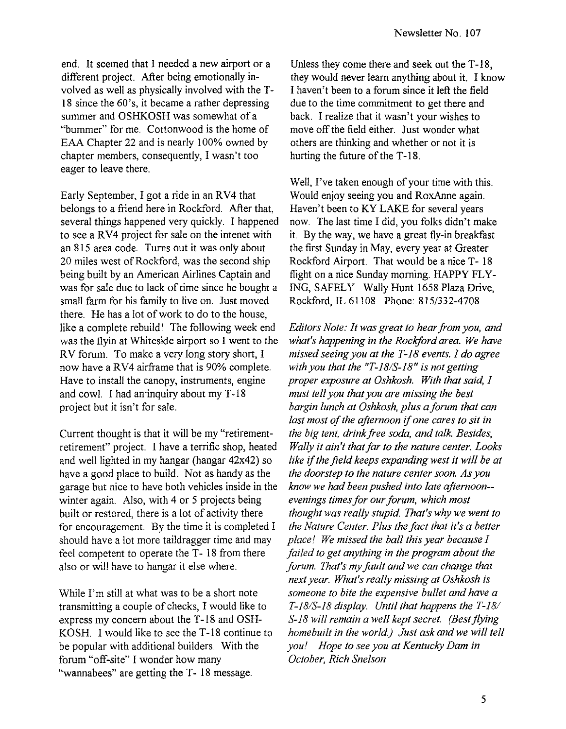end. It seemed that I needed a new airport or a different project. After being emotionally involved as well as physically involved with the T-18 since the 60's, it became a rather depressing summer and OSHKOSH was somewhat of a "bummer" for me. Cottonwood is the home of EAA Chapter 22 and is nearly 100% owned by chapter members, consequently, I wasn't too eager to leave there.

Early September, I got a ride in an RV4 that belongs to a friend here in Rockford. After that, several things happened very quickly. I happened to see a RV4 project for sale on the intenet with an 815 area code. Turns out it was only about 20 miles west of Rockford, was the second ship being built by an American Airlines Captain and was for sale due to lack of time since he bought a small farm for his family to live on. Just moved there. He has a lot of work to do to the house, like a complete rebuild! The following week end was the flyin at Whiteside airport so I went to the RV forum. To make a very long story short, I now have a RV4 airframe that is 90% complete. Have to install the canopy, instruments, engine and cowl. I had an inquiry about my T-18 project but it isn't for sale.

Current thought is that it will be my "retirement-retirement" project. I have a terrific shop, heated and well lighted in my hangar (hangar 42x42) so have a good place to build. Not as handy as the garage but nice to have both vehicles inside in the winter again. Also, with 4 or 5 projects being built or restored, there is a lot of activity there for encouragement. By the time it is completed I should have a lot more taildragger time and may feel competent to operate the T- 18 from there also or will have to hangar it else where.

While I'm still at what was to be a short note transmitting a couple of checks, I would like to express my concern about the T-18 and OSHKOSH. I would like to see the T-18 continue to be popular with additional builders. With the forum "off-site" I wonder how many "wannabees" are getting the T- 18 message. Unless they come there and seek out the T-18, they would never learn anything about it. I know I haven't been to a forum since it left the field due to the time commitment to get there and back. I realize that it wasn't your wishes to move off the field either. Just wonder what others are thinking and whether or not it is hurting the future of the T-18.

Well, I've taken enough of your time with this. Would enjoy seeing you and RoxAnne again. Haven't been to KY LAKE for several years now. The last time I did, you folks didn't make it. By the way, we have a great fly-in breakfast the first Sunday in May, every year at Greater Rockford Airport. That would be a nice T- 18 flight on a nice Sunday morning. HAPPY FLYING, SAFELY Wally Hunt 1658 Plaza Drive, Rockford, IL 61108 Phone: 815/332-4708

*Editors Note: It was great to hear from you, and what's happening in the Rockford area. We have missed seeing you at the T-18 events. I do agree with you that the "T-18/S-18" is not getting proper exposure at Oshkosh. With that said, I must tell you that you are missing the best bargin lunch at Oshkosh, plus a forum that can last most of the afternoon if one cares to sit in the big tent, drink free soda, and talk. Besides, Wally it ain't that far to the nature center. Looks like if the field keeps expanding west it will be at the doorstep to the nature center soon. As you know we had been pushed into late afternoon--evenings times for our forum, which most thought was really stupid. That's why we went to the Nature Center. Plus the fact that it's a better place! We missed the ball this year because I failed to get anything in the program about the forum. That's my fault and we can change that next year. What's really missing at Oshkosh is someone to bite the expensive bullet and have a T-18/S-18 display. Until that happens the T-18/S-18 will remain a well kept secret. (Best flying homebuilt in the world.) Just ask and we will tell you! Hope to see you at Kentucky Dam in October, Rich Snelson*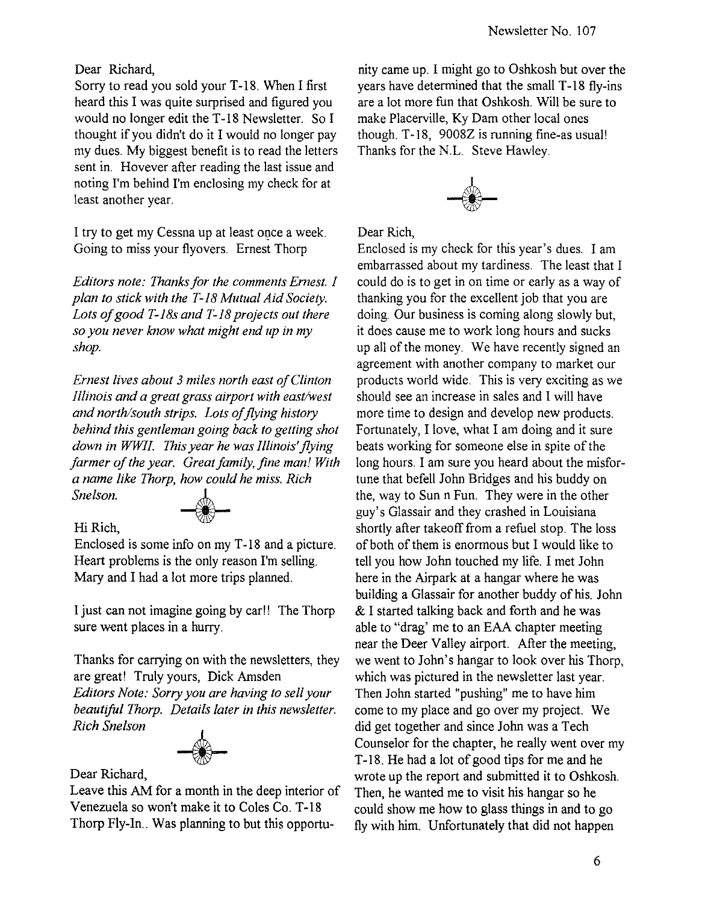Dear Richard,

Sorry to read you sold your T-18. When I first heard this I was quite surprised and figured you would no longer edit the T-18 Newsletter. So I thought if you didn't do it I would no longer pay my dues. My biggest benefit is to read the letters sent in. Hovever after reading the last issue and noting I'm behind I'm enclosing my check for at least another year.

I try to get my Cessna up at least once a week. Going to miss your flyovers. Ernest Thorp

*Editors note: Thanks for the comments Ernest. I plan to stick with the T-18 Mutual Aid Society. Lots of good T-18s and T-18 projects out there so you never know what might end up in my shop.*

*Ernest lives about 3 miles north east of Clinton Illinois and a great grass airport with east/west and north/south strips. Lots of flying history behind this gentleman going back to getting shot down in WWII. This year he was Illinois' flying farmer of the year. Great family, fine man! With a name like Thorp, how could he miss. Rich Snelson.*

Hi Rich,

Enclosed is some info on my T-18 and a picture. Heart problems is the only reason I'm selling. Mary and I had a lot more trips planned.

I just can not imagine going by car!! The Thorp sure went places in a hurry.

Thanks for carrying on with the newsletters, they are great! Truly yours, Dick Amsden

*Editors Note: Sorry you are having to sell your beautiful Thorp. Details later in this newsletter. Rich Snelson*

Dear Richard,

Leave this AM for a month in the deep interior of Venezuela so won't make it to Coles Co. T-18 Thorp Fly-In.. Was planning to but this opportunity came up. I might go to Oshkosh but over the years have determined that the small T-18 fly-ins are a lot more fun that Oshkosh. Will be sure to make Placerville, Ky Dam other local ones though. T-18, 9008Z is running fine-as usual! Thanks for the N.L. Steve Hawley.

Dear Rich,

Enclosed is my check for this year's dues. I am embarrassed about my tardiness. The least that I could do is to get in on time or early as a way of thanking you for the excellent job that you are doing. Our business is coming along slowly but, it does cause me to work long hours and sucks up all of the money. We have recently signed an agreement with another company to market our products world wide. This is very exciting as we should see an increase in sales and I will have more time to design and develop new products. Fortunately, I love, what I am doing and it sure beats working for someone else in spite of the long hours. I am sure you heard about the misfortune that befell John Bridges and his buddy on the, way to Sun n Fun. They were in the other guy's Glassair and they crashed in Louisiana shortly after takeoff from a refuel stop. The loss of both of them is enormous but I would like to tell you how John touched my life. I met John here in the Airpark at a hangar where he was building a Glassair for another buddy of his. John & I started talking back and forth and he was able to "drag' me to an EAA chapter meeting near the Deer Valley airport. After the meeting, we went to John's hangar to look over his Thorp, which was pictured in the newsletter last year. Then John started "pushing" me to have him come to my place and go over my project. We did get together and since John was a Tech Counselor for the chapter, he really went over my T-18. He had a lot of good tips for me and he wrote up the report and submitted it to Oshkosh. Then, he wanted me to visit his hangar so he could show me how to glass things in and to go fly with him. Unfortunately that did not happen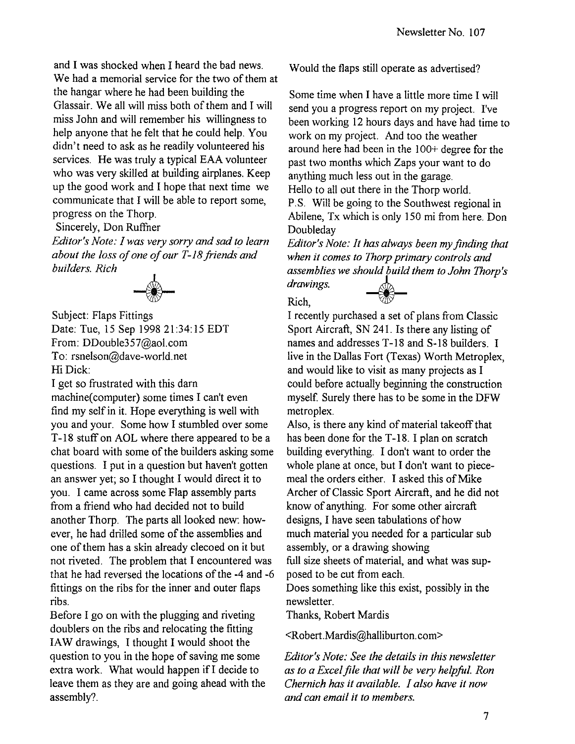and I was shocked when I heard the bad news. We had a memorial service for the two of them at the hangar where he had been building the Glassair. We all will miss both of them and I will miss John and will remember his willingness to help anyone that he felt that he could help. You didn't need to ask as he readily volunteered his services. He was truly a typical EAA volunteer who was very skilled at building airplanes. Keep up the good work and I hope that next time we communicate that I will be able to report some, progress on the Thorp.

Sincerely, Don Ruffner

*Editor's Note: I was very sorry and sad to learn about the loss of one of our T-18 friends and builders. Rich*

Subject: Flaps Fittings
Date: Tue, 15 Sep 1998 21:34:15 EDT
From: DDouble357@aol.com
To: rsnelson@dave-world.net

Hi Dick:

I get so frustrated with this darn machine(computer) some times I can't even find my self in it. Hope everything is well with you and your. Some how I stumbled over some T-18 stuff on AOL where there appeared to be a chat board with some of the builders asking some questions. I put in a question but haven't gotten an answer yet; so I thought I would direct it to you. I came across some Flap assembly parts from a friend who had decided not to build another Thorp. The parts all looked new: however, he had drilled some of the assemblies and one of them has a skin already clecoed on it but not riveted. The problem that I encountered was that he had reversed the locations of the -4 and -6 fittings on the ribs for the inner and outer flaps ribs.

Before I go on with the plugging and riveting doublers on the ribs and relocating the fitting IAW drawings, I thought I would shoot the question to you in the hope of saving me some extra work. What would happen if I decide to leave them as they are and going ahead with the assembly?.

Would the flaps still operate as advertised?

Some time when I have a little more time I will send you a progress report on my project. I've been working 12 hours days and have had time to work on my project. And too the weather around here had been in the 100+ degree for the past two months which Zaps your want to do anything much less out in the garage.

Hello to all out there in the Thorp world.

P.S. Will be going to the Southwest regional in Abilene, Tx which is only 150 mi from here. Don Doubleday

*Editor's Note: It has always been my finding that when it comes to Thorp primary controls and assemblies we should build them to John Thorp's drawings.*

Rich,

I recently purchased a set of plans from Classic Sport Aircraft, SN 241. Is there any listing of names and addresses T-18 and S-18 builders. I live in the Dallas Fort (Texas) Worth Metroplex, and would like to visit as many projects as I could before actually beginning the construction myself. Surely there has to be some in the DFW metroplex.

Also, is there any kind of material takeoff that has been done for the T-18. I plan on scratch building everything. I don't want to order the whole plane at once, but I don't want to piece-meal the orders either. I asked this of Mike Archer of Classic Sport Aircraft, and he did not know of anything. For some other aircraft designs, I have seen tabulations of how much material you needed for a particular sub assembly, or a drawing showing full size sheets of material, and what was supposed to be cut from each.

Does something like this exist, possibly in the newsletter.

Thanks, Robert Mardis

<Robert.Mardis@halliburton.com>

*Editor's Note: See the details in this newsletter as to a Excel file that will be very helpful. Ron Chernich has it available. I also have it now and can email it to members.*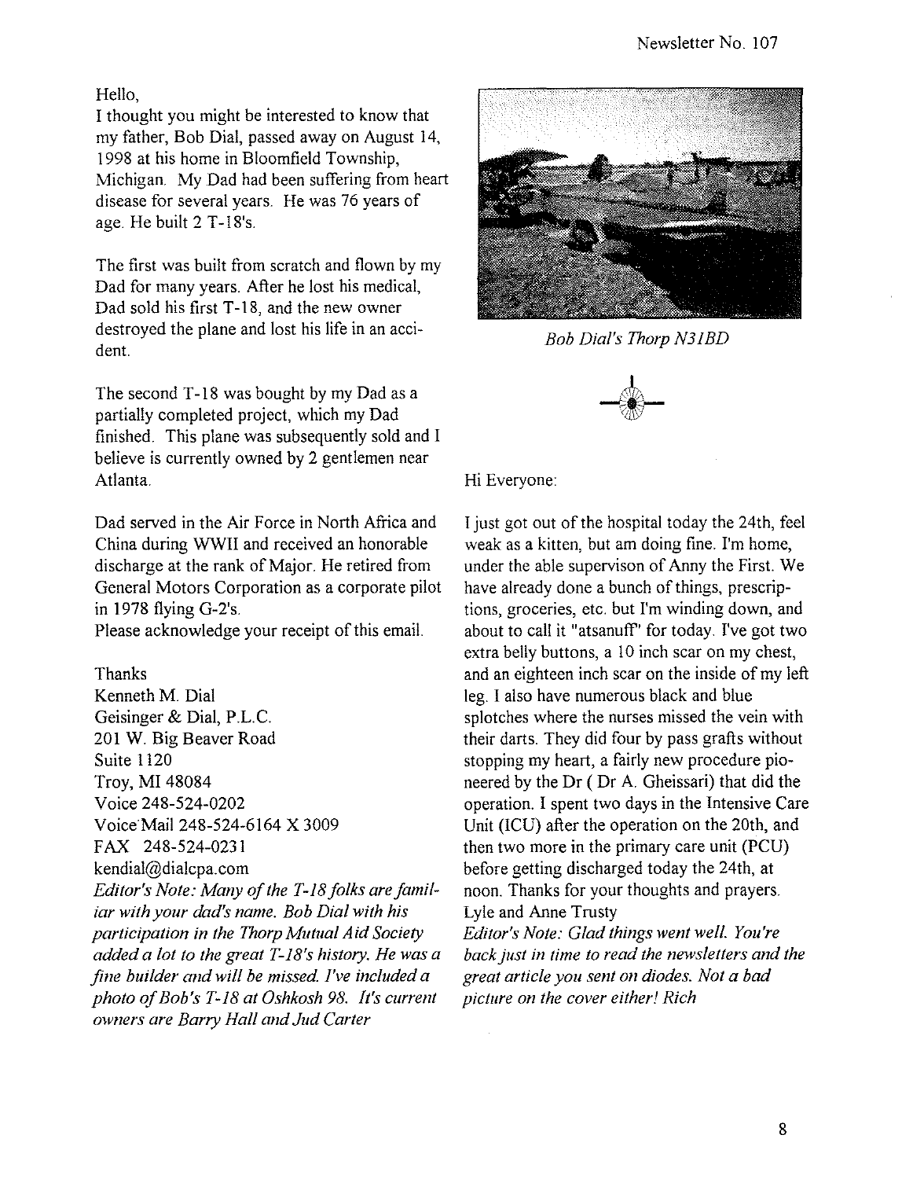Hello,

I thought you might be interested to know that my father, Bob Dial, passed away on August 14, 1998 at his home in Bloomfield Township, Michigan. My Dad had been suffering from heart disease for several years. He was 76 years of age. He built 2 T-18's.

The first was built from scratch and flown by my Dad for many years. After he lost his medical, Dad sold his first T-18, and the new owner destroyed the plane and lost his life in an accident.

The second T-18 was bought by my Dad as a partially completed project, which my Dad finished. This plane was subsequently sold and I believe is currently owned by 2 gentlemen near Atlanta.

Dad served in the Air Force in North Africa and China during WWII and received an honorable discharge at the rank of Major. He retired from General Motors Corporation as a corporate pilot in 1978 flying G-2's.

Please acknowledge your receipt of this email.

Thanks
Kenneth M. Dial
Geisinger & Dial, P.L.C.
201 W. Big Beaver Road
Suite 1120
Troy, MI 48084
Voice 248-524-0202
Voice Mail 248-524-6164 X 3009
FAX 248-524-0231
kendial@dialcpa.com

*Editor's Note: Many of the T-18 folks are familiar with your dad's name. Bob Dial with his participation in the Thorp Mutual Aid Society added a lot to the great T-18's history. He was a fine builder and will be missed. I've included a photo of Bob's T-18 at Oshkosh 98. It's current owners are Barry Hall and Jud Carter*

*Bob Dial's Thorp N31BD*

Hi Everyone:

I just got out of the hospital today the 24th, feel weak as a kitten, but am doing fine. I'm home, under the able supervison of Anny the First. We have already done a bunch of things, prescriptions, groceries, etc. but I'm winding down, and about to call it "atsanuff" for today. I've got two extra belly buttons, a 10 inch scar on my chest, and an eighteen inch scar on the inside of my left leg. I also have numerous black and blue splotches where the nurses missed the vein with their darts. They did four by pass grafts without stopping my heart, a fairly new procedure pioneered by the Dr ( Dr A. Gheissari) that did the operation. I spent two days in the Intensive Care Unit (ICU) after the operation on the 20th, and then two more in the primary care unit (PCU) before getting discharged today the 24th, at noon. Thanks for your thoughts and prayers.
Lyle and Anne Trusty

*Editor's Note: Glad things went well. You're back just in time to read the newsletters and the great article you sent on diodes. Not a bad picture on the cover either! Rich*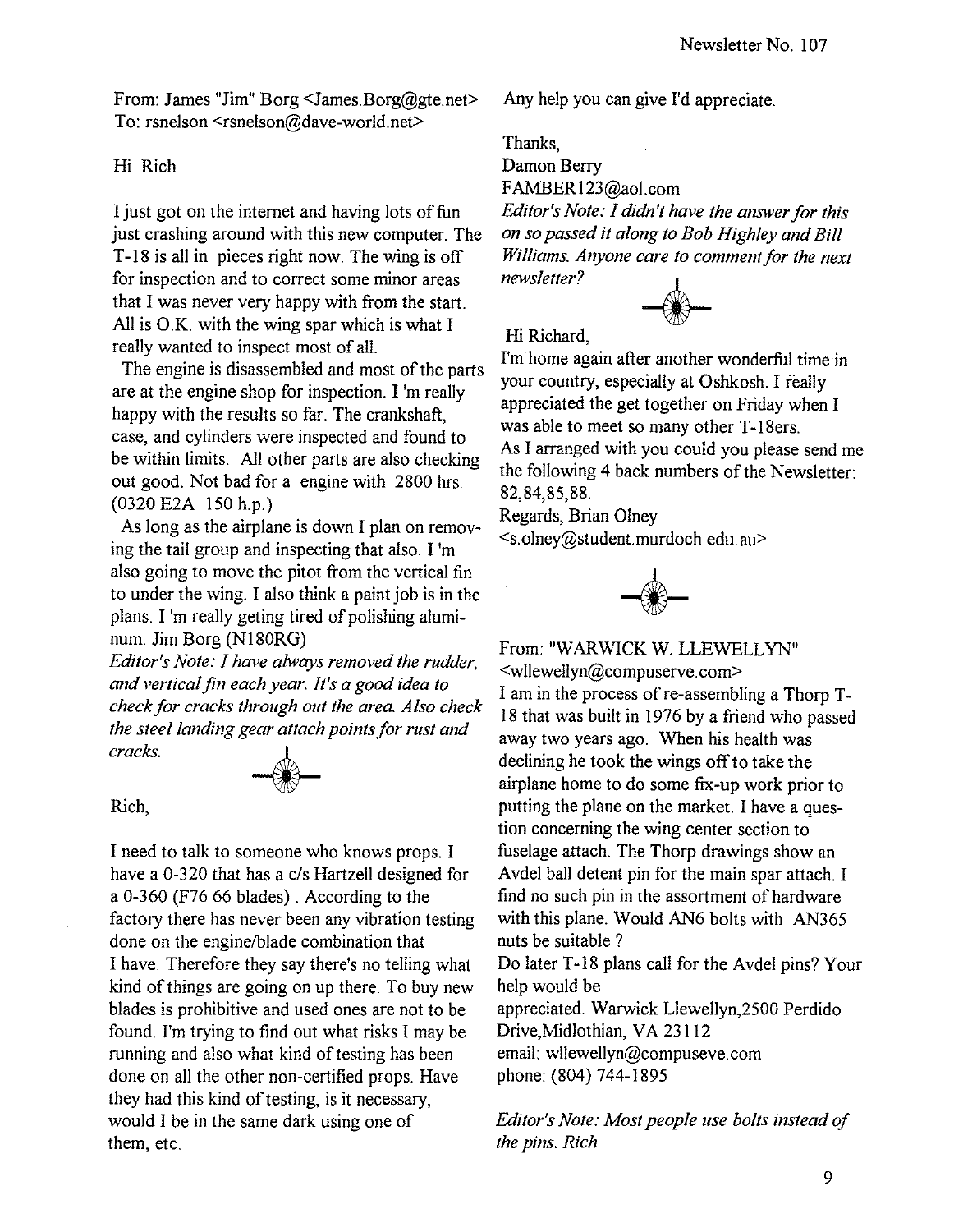From: James "Jim" Borg <James.Borg@gte.net>
To: rsnelson <rsnelson@dave-world.net>

Hi Rich

I just got on the internet and having lots of fun just crashing around with this new computer. The T-18 is all in pieces right now. The wing is off for inspection and to correct some minor areas that I was never very happy with from the start. All is O.K. with the wing spar which is what I really wanted to inspect most of all.

The engine is disassembled and most of the parts are at the engine shop for inspection. I 'm really happy with the results so far. The crankshaft, case, and cylinders were inspected and found to be within limits. All other parts are also checking out good. Not bad for a engine with 2800 hrs. (0320 E2A 150 h.p.)

As long as the airplane is down I plan on removing the tail group and inspecting that also. I 'm also going to move the pitot from the vertical fin to under the wing. I also think a paint job is in the plans. I 'm really geting tired of polishing aluminum. Jim Borg (N180RG)

*Editor's Note: I have always removed the rudder, and vertical fin each year. It's a good idea to check for cracks through out the area. Also check the steel landing gear attach points for rust and cracks.*

Rich,

I need to talk to someone who knows props. I have a 0-320 that has a c/s Hartzell designed for a 0-360 (F76 66 blades). According to the factory there has never been any vibration testing done on the engine/blade combination that I have. Therefore they say there's no telling what kind of things are going on up there. To buy new blades is prohibitive and used ones are not to be found. I'm trying to find out what risks I may be running and also what kind of testing has been done on all the other non-certified props. Have they had this kind of testing, is it necessary, would I be in the same dark using one of them, etc.

Any help you can give I'd appreciate.

Thanks,
Damon Berry
FAMBER123@aol.com

*Editor's Note: I didn't have the answer for this on so passed it along to Bob Highley and Bill Williams. Anyone care to comment for the next newsletter?*

Hi Richard,

I'm home again after another wonderful time in your country, especially at Oshkosh. I really appreciated the get together on Friday when I was able to meet so many other T-18ers.
As I arranged with you could you please send me the following 4 back numbers of the Newsletter: 82,84,85,88.
Regards, Brian Olney
<s.olney@student.murdoch.edu.au>

From: "WARWICK W. LLEWELLYN" <wllewellyn@compuserve.com>
I am in the process of re-assembling a Thorp T-18 that was built in 1976 by a friend who passed away two years ago. When his health was declining he took the wings off to take the airplane home to do some fix-up work prior to putting the plane on the market. I have a question concerning the wing center section to fuselage attach. The Thorp drawings show an Avdel ball detent pin for the main spar attach. I find no such pin in the assortment of hardware with this plane. Would AN6 bolts with AN365 nuts be suitable ?
Do later T-18 plans call for the Avdel pins? Your help would be
appreciated. Warwick Llewellyn,2500 Perdido Drive,Midlothian, VA 23112
email: wllewellyn@compuseve.com
phone: (804) 744-1895

*Editor's Note: Most people use bolts instead of the pins. Rich*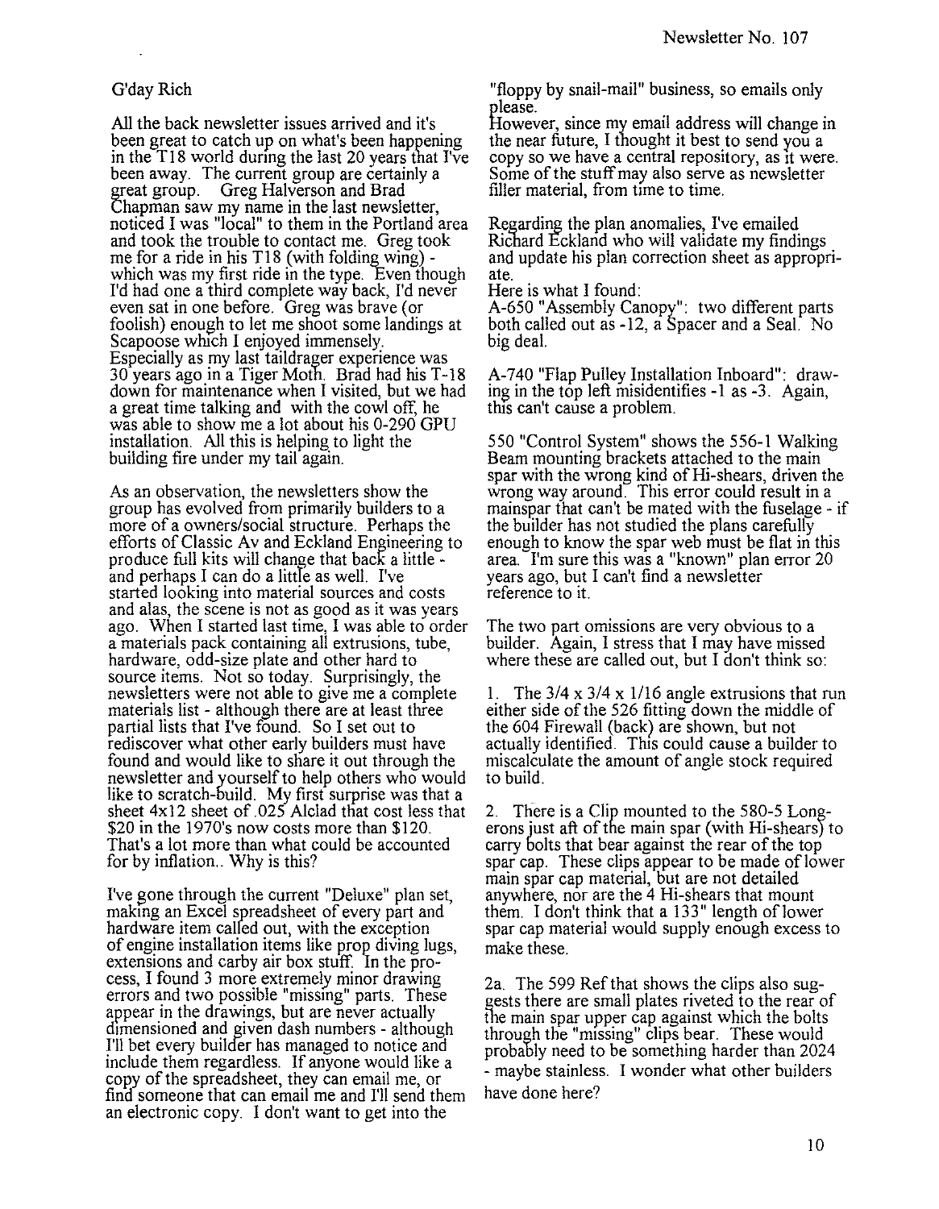G'day Rich

All the back newsletter issues arrived and it's been great to catch up on what's been happening in the T18 world during the last 20 years that I've been away. The current group are certainly a great group. Greg Halverson and Brad Chapman saw my name in the last newsletter, noticed I was "local" to them in the Portland area and took the trouble to contact me. Greg took me for a ride in his T18 (with folding wing) - which was my first ride in the type. Even though I'd had one a third complete way back, I'd never even sat in one before. Greg was brave (or foolish) enough to let me shoot some landings at Scapoose which I enjoyed immensely. Especially as my last taildrager experience was 30 years ago in a Tiger Moth. Brad had his T-18 down for maintenance when I visited, but we had a great time talking and with the cowl off, he was able to show me a lot about his 0-290 GPU installation. All this is helping to light the building fire under my tail again.

As an observation, the newsletters show the group has evolved from primarily builders to a more of a owners/social structure. Perhaps the efforts of Classic Av and Eckland Engineering to produce full kits will change that back a little - and perhaps I can do a little as well. I've started looking into material sources and costs and alas, the scene is not as good as it was years ago. When I started last time, I was able to order a materials pack containing all extrusions, tube, hardware, odd-size plate and other hard to source items. Not so today. Surprisingly, the newsletters were not able to give me a complete materials list - although there are at least three partial lists that I've found. So I set out to rediscover what other early builders must have found and would like to share it out through the newsletter and yourself to help others who would like to scratch-build. My first surprise was that a sheet 4x12 sheet of .025 Alclad that cost less that $20 in the 1970's now costs more than $120. That's a lot more than what could be accounted for by inflation.. Why is this?

I've gone through the current "Deluxe" plan set, making an Excel spreadsheet of every part and hardware item called out, with the exception of engine installation items like prop diving lugs, extensions and carby air box stuff. In the process, I found 3 more extremely minor drawing errors and two possible "missing" parts. These appear in the drawings, but are never actually dimensioned and given dash numbers - although I'll bet every builder has managed to notice and include them regardless. If anyone would like a copy of the spreadsheet, they can email me, or find someone that can email me and I'll send them an electronic copy. I don't want to get into the "floppy by snail-mail" business, so emails only please.
However, since my email address will change in the near future, I thought it best to send you a copy so we have a central repository, as it were. Some of the stuff may also serve as newsletter filler material, from time to time.

Regarding the plan anomalies, I've emailed Richard Eckland who will validate my findings and update his plan correction sheet as appropriate.
Here is what I found:
A-650 "Assembly Canopy": two different parts both called out as -12, a Spacer and a Seal. No big deal.

A-740 "Flap Pulley Installation Inboard": drawing in the top left misidentifies -1 as -3. Again, this can't cause a problem.

550 "Control System" shows the 556-1 Walking Beam mounting brackets attached to the main spar with the wrong kind of Hi-shears, driven the wrong way around. This error could result in a mainspar that can't be mated with the fuselage - if the builder has not studied the plans carefully enough to know the spar web must be flat in this area. I'm sure this was a "known" plan error 20 years ago, but I can't find a newsletter reference to it.

The two part omissions are very obvious to a builder. Again, I stress that I may have missed where these are called out, but I don't think so:

1. The 3/4 x 3/4 x 1/16 angle extrusions that run either side of the 526 fitting down the middle of the 604 Firewall (back) are shown, but not actually identified. This could cause a builder to miscalculate the amount of angle stock required to build.

2. There is a Clip mounted to the 580-5 Longerons just aft of the main spar (with Hi-shears) to carry bolts that bear against the rear of the top spar cap. These clips appear to be made of lower main spar cap material, but are not detailed anywhere, nor are the 4 Hi-shears that mount them. I don't think that a 133" length of lower spar cap material would supply enough excess to make these.

2a. The 599 Ref that shows the clips also suggests there are small plates riveted to the rear of the main spar upper cap against which the bolts through the "missing" clips bear. These would probably need to be something harder than 2024 - maybe stainless. I wonder what other builders have done here?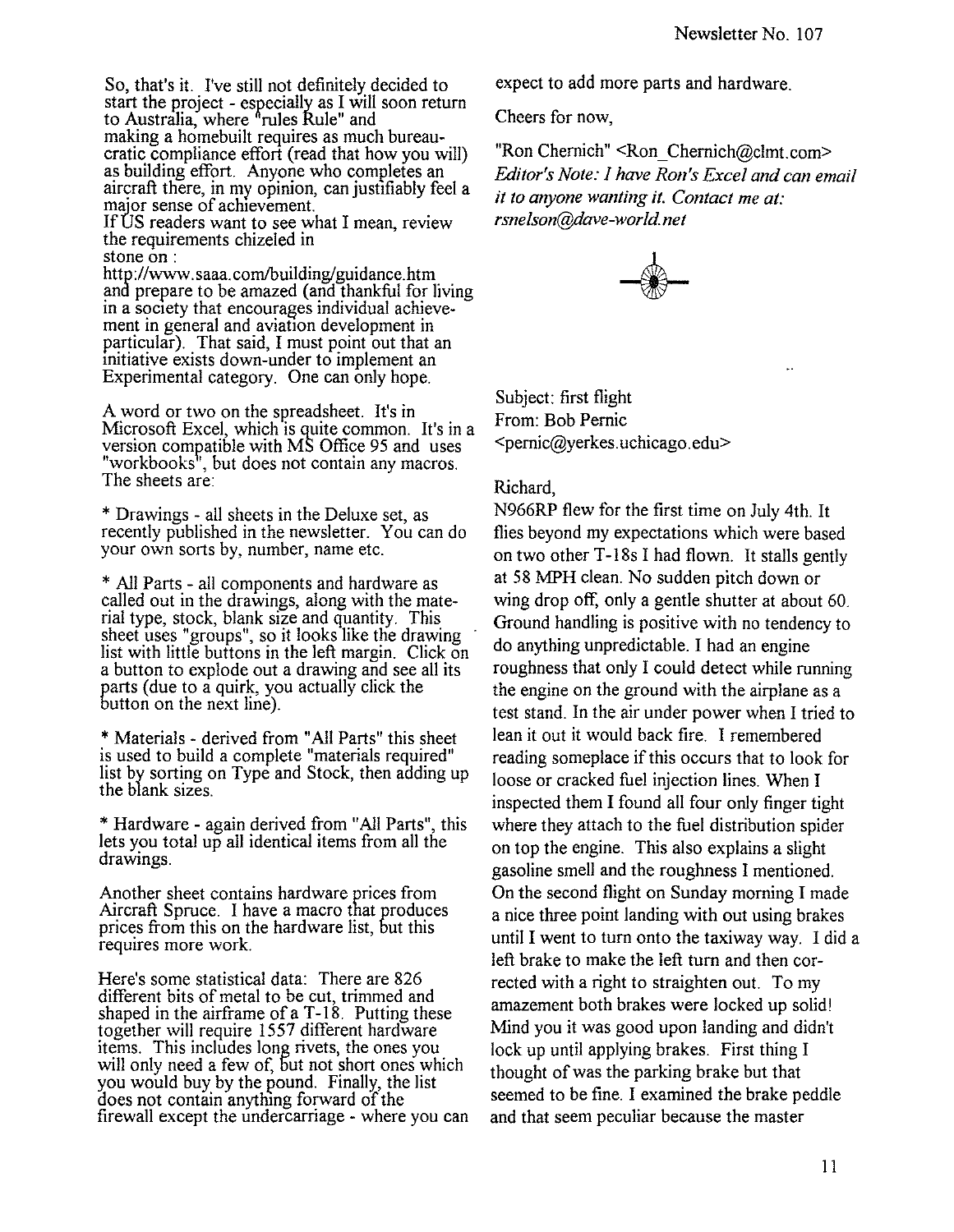So, that's it. I've still not definitely decided to start the project - especially as I will soon return to Australia, where "rules Rule" and making a homebuilt requires as much bureaucratic compliance effort (read that how you will) as building effort. Anyone who completes an aircraft there, in my opinion, can justifiably feel a major sense of achievement.
If US readers want to see what I mean, review the requirements chizeled in stone on :
http://www.saaa.com/building/guidance.htm
and prepare to be amazed (and thankful for living in a society that encourages individual achievement in general and aviation development in particular). That said, I must point out that an initiative exists down-under to implement an Experimental category. One can only hope.

A word or two on the spreadsheet. It's in Microsoft Excel, which is quite common. It's in a version compatible with MS Office 95 and uses "workbooks", but does not contain any macros. The sheets are:

* Drawings - all sheets in the Deluxe set, as recently published in the newsletter. You can do your own sorts by, number, name etc.

* All Parts - all components and hardware as called out in the drawings, along with the material type, stock, blank size and quantity. This sheet uses "groups", so it looks like the drawing list with little buttons in the left margin. Click on a button to explode out a drawing and see all its parts (due to a quirk, you actually click the button on the next line).

* Materials - derived from "All Parts" this sheet is used to build a complete "materials required" list by sorting on Type and Stock, then adding up the blank sizes.

* Hardware - again derived from "All Parts", this lets you total up all identical items from all the drawings.

Another sheet contains hardware prices from Aircraft Spruce. I have a macro that produces prices from this on the hardware list, but this requires more work.

Here's some statistical data: There are 826 different bits of metal to be cut, trimmed and shaped in the airframe of a T-18. Putting these together will require 1557 different hardware items. This includes long rivets, the ones you will only need a few of, but not short ones which you would buy by the pound. Finally, the list does not contain anything forward of the firewall except the undercarriage - where you can expect to add more parts and hardware.

Cheers for now,

"Ron Chernich" <Ron_Chernich@clmt.com>

*Editor's Note: I have Ron's Excel and can email it to anyone wanting it. Contact me at: rsnelson@dave-world.net*

Subject: first flight
From: Bob Pernic
<pernic@yerkes.uchicago.edu>

Richard,

N966RP flew for the first time on July 4th. It flies beyond my expectations which were based on two other T-18s I had flown. It stalls gently at 58 MPH clean. No sudden pitch down or wing drop off, only a gentle shutter at about 60. Ground handling is positive with no tendency to do anything unpredictable. I had an engine roughness that only I could detect while running the engine on the ground with the airplane as a test stand. In the air under power when I tried to lean it out it would back fire. I remembered reading someplace if this occurs that to look for loose or cracked fuel injection lines. When I inspected them I found all four only finger tight where they attach to the fuel distribution spider on top the engine. This also explains a slight gasoline smell and the roughness I mentioned. On the second flight on Sunday morning I made a nice three point landing with out using brakes until I went to turn onto the taxiway way. I did a left brake to make the left turn and then corrected with a right to straighten out. To my amazement both brakes were locked up solid! Mind you it was good upon landing and didn't lock up until applying brakes. First thing I thought of was the parking brake but that seemed to be fine. I examined the brake peddle and that seem peculiar because the master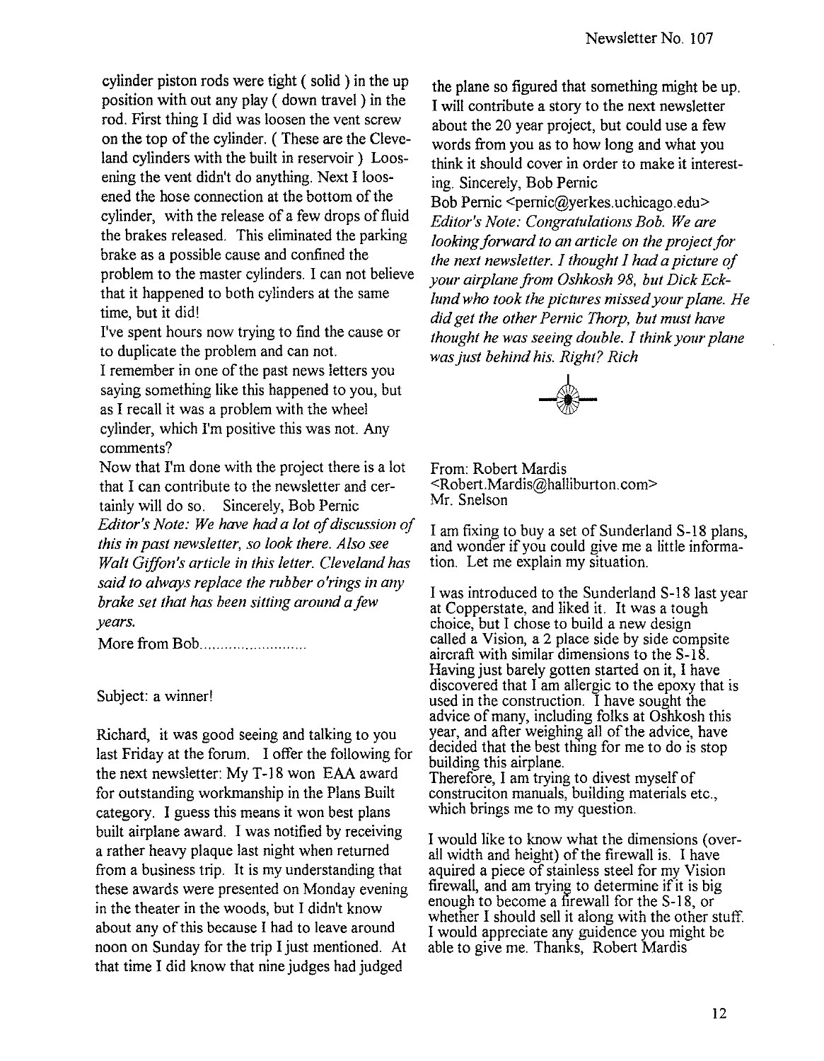cylinder piston rods were tight ( solid ) in the up position with out any play ( down travel ) in the rod. First thing I did was loosen the vent screw on the top of the cylinder. ( These are the Cleveland cylinders with the built in reservoir ) Loosening the vent didn't do anything. Next I loosened the hose connection at the bottom of the cylinder, with the release of a few drops of fluid the brakes released. This eliminated the parking brake as a possible cause and confined the problem to the master cylinders. I can not believe that it happened to both cylinders at the same time, but it did!

I've spent hours now trying to find the cause or to duplicate the problem and can not.

I remember in one of the past news letters you saying something like this happened to you, but as I recall it was a problem with the wheel cylinder, which I'm positive this was not. Any comments?

Now that I'm done with the project there is a lot that I can contribute to the newsletter and certainly will do so. Sincerely, Bob Pernic

*Editor's Note: We have had a lot of discussion of this in past newsletter, so look there. Also see Walt Giffon's article in this letter. Cleveland has said to always replace the rubber o'rings in any brake set that has been sitting around a few years.*

More from Bob..........................

Subject: a winner!

Richard, it was good seeing and talking to you last Friday at the forum. I offer the following for the next newsletter: My T-18 won EAA award for outstanding workmanship in the Plans Built category. I guess this means it won best plans built airplane award. I was notified by receiving a rather heavy plaque last night when returned from a business trip. It is my understanding that these awards were presented on Monday evening in the theater in the woods, but I didn't know about any of this because I had to leave around noon on Sunday for the trip I just mentioned. At that time I did know that nine judges had judged the plane so figured that something might be up. I will contribute a story to the next newsletter about the 20 year project, but could use a few words from you as to how long and what you think it should cover in order to make it interesting. Sincerely, Bob Pernic

Bob Pernic <pernic@yerkes.uchicago.edu>

*Editor's Note: Congratulations Bob. We are looking forward to an article on the project for the next newsletter. I thought I had a picture of your airplane from Oshkosh 98, but Dick Ecklund who took the pictures missed your plane. He did get the other Pernic Thorp, but must have thought he was seeing double. I think your plane was just behind his. Right? Rich*

From: Robert Mardis <Robert.Mardis@halliburton.com>
Mr. Snelson

I am fixing to buy a set of Sunderland S-18 plans, and wonder if you could give me a little information. Let me explain my situation.

I was introduced to the Sunderland S-18 last year at Copperstate, and liked it. It was a tough choice, but I chose to build a new design called a Vision, a 2 place side by side compsite aircraft with similar dimensions to the S-18. Having just barely gotten started on it, I have discovered that I am allergic to the epoxy that is used in the construction. I have sought the advice of many, including folks at Oshkosh this year, and after weighing all of the advice, have decided that the best thing for me to do is stop building this airplane.

Therefore, I am trying to divest myself of construciton manuals, building materials etc., which brings me to my question.

I would like to know what the dimensions (overall width and height) of the firewall is. I have aquired a piece of stainless steel for my Vision firewall, and am trying to determine if it is big enough to become a firewall for the S-18, or whether I should sell it along with the other stuff. I would appreciate any guidence you might be able to give me. Thanks, Robert Mardis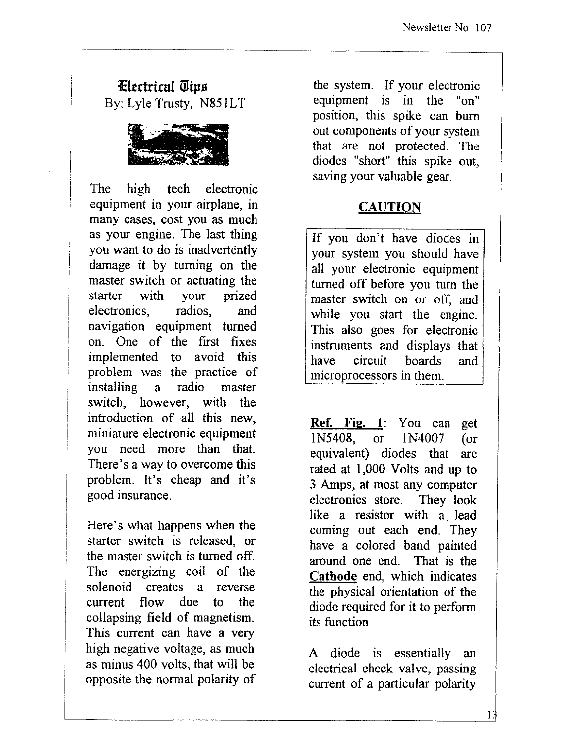## Electrical Tips

By: Lyle Trusty, N851LT

The high tech electronic equipment in your airplane, in many cases, cost you as much as your engine. The last thing you want to do is inadvertently damage it by turning on the master switch or actuating the starter with your prized electronics, radios, and navigation equipment turned on. One of the first fixes implemented to avoid this problem was the practice of installing a radio master switch, however, with the introduction of all this new, miniature electronic equipment you need more than that. There's a way to overcome this problem. It's cheap and it's good insurance.

Here's what happens when the starter switch is released, or the master switch is turned off. The energizing coil of the solenoid creates a reverse current flow due to the collapsing field of magnetism. This current can have a very high negative voltage, as much as minus 400 volts, that will be opposite the normal polarity of the system. If your electronic equipment is in the "on" position, this spike can burn out components of your system that are not protected. The diodes "short" this spike out, saving your valuable gear.

### CAUTION

If you don't have diodes in your system you should have all your electronic equipment turned off before you turn the master switch on or off, and while you start the engine. This also goes for electronic instruments and displays that have circuit boards and microprocessors in them.

**Ref. Fig. 1**: You can get 1N5408, or 1N4007 (or equivalent) diodes that are rated at 1,000 Volts and up to 3 Amps, at most any computer electronics store. They look like a resistor with a lead coming out each end. They have a colored band painted around one end. That is the **Cathode** end, which indicates the physical orientation of the diode required for it to perform its function

A diode is essentially an electrical check valve, passing current of a particular polarity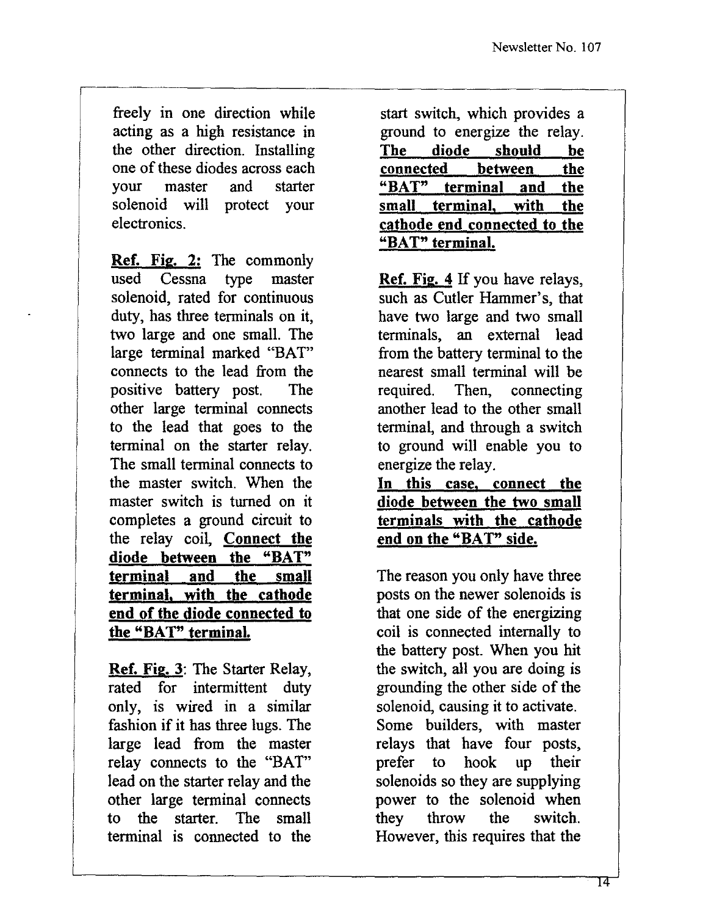freely in one direction while acting as a high resistance in the other direction. Installing one of these diodes across each your master and starter solenoid will protect your electronics.

**Ref. Fig. 2:** The commonly used Cessna type master solenoid, rated for continuous duty, has three terminals on it, two large and one small. The large terminal marked "BAT" connects to the lead from the positive battery post. The other large terminal connects to the lead that goes to the terminal on the starter relay. The small terminal connects to the master switch. When the master switch is turned on it completes a ground circuit to the relay coil, **Connect the diode between the "BAT" terminal and the small terminal, with the cathode end of the diode connected to the "BAT" terminal.**

**Ref. Fig. 3**: The Starter Relay, rated for intermittent duty only, is wired in a similar fashion if it has three lugs. The large lead from the master relay connects to the "BAT" lead on the starter relay and the other large terminal connects to the starter. The small terminal is connected to the start switch, which provides a ground to energize the relay. **The diode should be connected between the "BAT" terminal and the small terminal, with the cathode end connected to the "BAT" terminal.**

**Ref. Fig. 4** If you have relays, such as Cutler Hammer's, that have two large and two small terminals, an external lead from the battery terminal to the nearest small terminal will be required. Then, connecting another lead to the other small terminal, and through a switch to ground will enable you to energize the relay.

**In this case, connect the diode between the two small terminals with the cathode end on the "BAT" side.**

The reason you only have three posts on the newer solenoids is that one side of the energizing coil is connected internally to the battery post. When you hit the switch, all you are doing is grounding the other side of the solenoid, causing it to activate. Some builders, with master relays that have four posts, prefer to hook up their solenoids so they are supplying power to the solenoid when they throw the switch. However, this requires that the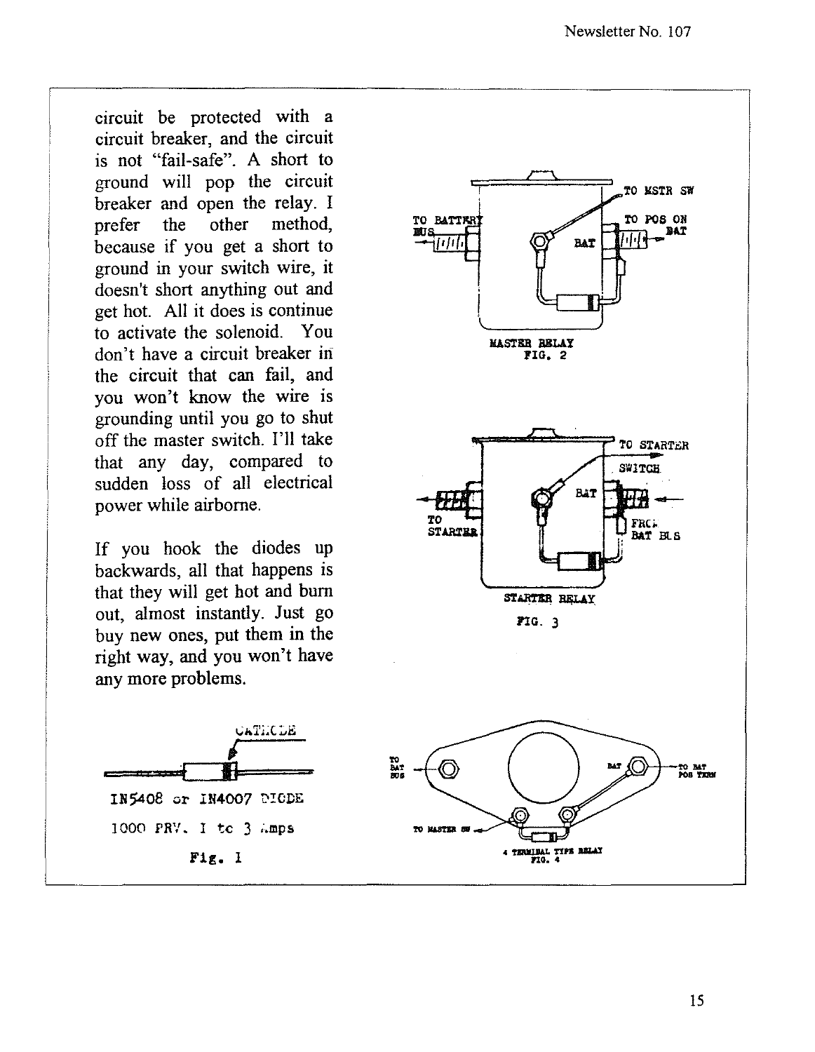circuit be protected with a circuit breaker, and the circuit is not "fail-safe". A short to ground will pop the circuit breaker and open the relay. I prefer the other method, because if you get a short to ground in your switch wire, it doesn't short anything out and get hot. All it does is continue to activate the solenoid. You don't have a circuit breaker in the circuit that can fail, and you won't know the wire is grounding until you go to shut off the master switch. I'll take that any day, compared to sudden loss of all electrical power while airborne.

If you hook the diodes up backwards, all that happens is that they will get hot and burn out, almost instantly. Just go buy new ones, put them in the right way, and you won't have any more problems.

TO MSTR SW
TO BATTERY BUS
TO POS ON BAT
BAT

MASTER RELAY
FIG. 2

TO STARTER SWITCH
BAT
TO STARTER
FROM BAT BUS

STARTER RELAY
FIG. 3

CATHODE

IN5408 or IN4007 DIODE
1000 PRV. 1 to 3 Amps
Fig. 1

TO BAT BUS
BAT
TO BAT POS TERM
TO MASTER SW

4 TERMINAL TYPE RELAY
FIG. 4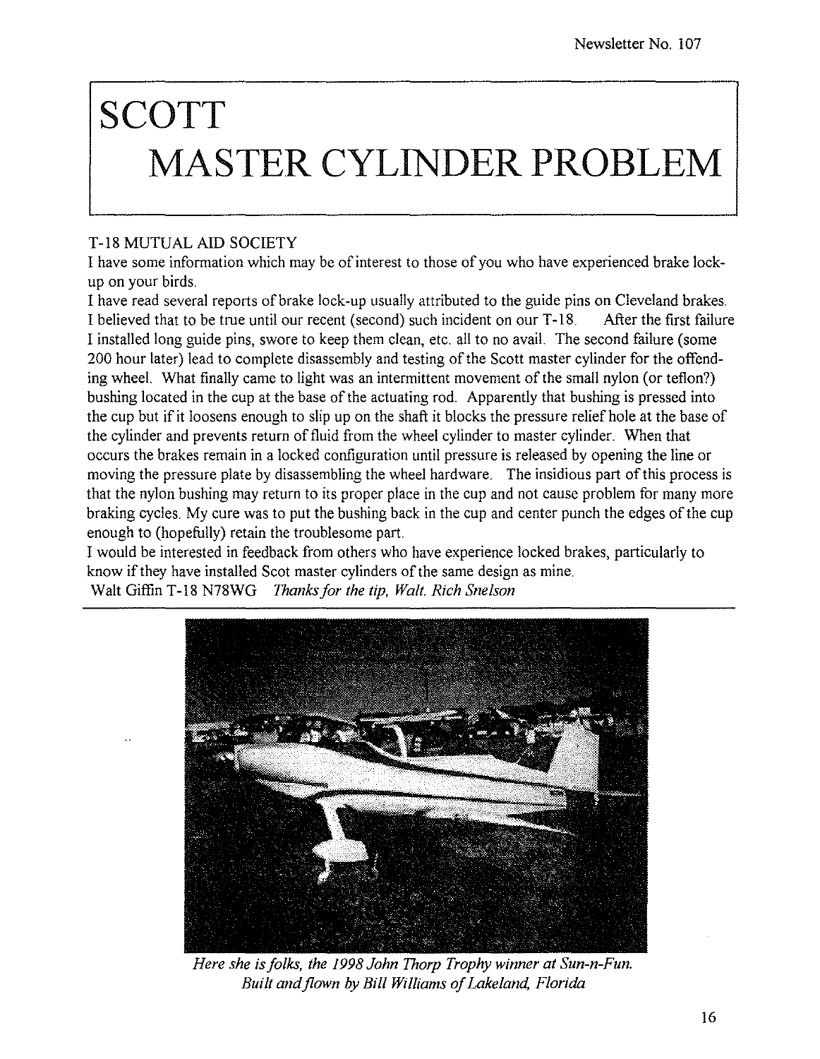# SCOTT MASTER CYLINDER PROBLEM

T-18 MUTUAL AID SOCIETY

I have some information which may be of interest to those of you who have experienced brake lock-up on your birds.

I have read several reports of brake lock-up usually attributed to the guide pins on Cleveland brakes. I believed that to be true until our recent (second) such incident on our T-18. After the first failure I installed long guide pins, swore to keep them clean, etc. all to no avail. The second failure (some 200 hour later) lead to complete disassembly and testing of the Scott master cylinder for the offending wheel. What finally came to light was an intermittent movement of the small nylon (or teflon?) bushing located in the cup at the base of the actuating rod. Apparently that bushing is pressed into the cup but if it loosens enough to slip up on the shaft it blocks the pressure relief hole at the base of the cylinder and prevents return of fluid from the wheel cylinder to master cylinder. When that occurs the brakes remain in a locked configuration until pressure is released by opening the line or moving the pressure plate by disassembling the wheel hardware. The insidious part of this process is that the nylon bushing may return to its proper place in the cup and not cause problem for many more braking cycles. My cure was to put the bushing back in the cup and center punch the edges of the cup enough to (hopefully) retain the troublesome part.

I would be interested in feedback from others who have experience locked brakes, particularly to know if they have installed Scot master cylinders of the same design as mine.

Walt Giffin T-18 N78WG *Thanks for the tip, Walt. Rich Snelson*

*Here she is folks, the 1998 John Thorp Trophy winner at Sun-n-Fun.*
*Built and flown by Bill Williams of Lakeland, Florida*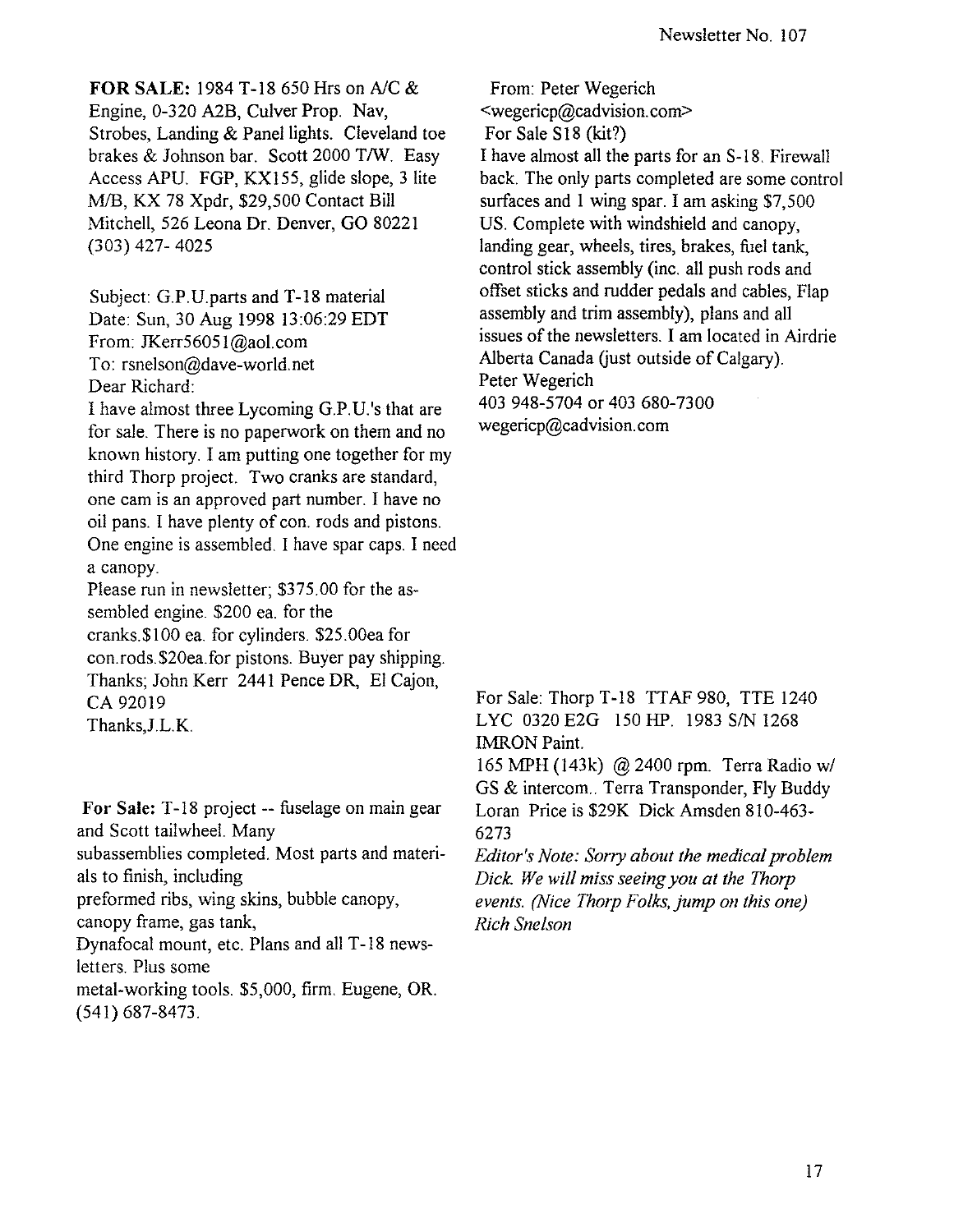**FOR SALE:** 1984 T-18 650 Hrs on A/C & Engine, 0-320 A2B, Culver Prop. Nav, Strobes, Landing & Panel lights. Cleveland toe brakes & Johnson bar. Scott 2000 T/W. Easy Access APU. FGP, KX155, glide slope, 3 lite M/B, KX 78 Xpdr, $29,500 Contact Bill Mitchell, 526 Leona Dr. Denver, GO 80221 (303) 427- 4025

Subject: G.P.U.parts and T-18 material
Date: Sun, 30 Aug 1998 13:06:29 EDT
From: JKerr56051@aol.com
To: rsnelson@dave-world.net
Dear Richard:

I have almost three Lycoming G.P.U.'s that are for sale. There is no paperwork on them and no known history. I am putting one together for my third Thorp project. Two cranks are standard, one cam is an approved part number. I have no oil pans. I have plenty of con. rods and pistons. One engine is assembled. I have spar caps. I need a canopy.

Please run in newsletter; $375.00 for the assembled engine. $200 ea. for the cranks.$100 ea. for cylinders. $25.00ea for con.rods.$20ea.for pistons. Buyer pay shipping. Thanks; John Kerr 2441 Pence DR, El Cajon, CA 92019
Thanks,J.L.K.

**For Sale:** T-18 project -- fuselage on main gear and Scott tailwheel. Many subassemblies completed. Most parts and materials to finish, including preformed ribs, wing skins, bubble canopy, canopy frame, gas tank, Dynafocal mount, etc. Plans and all T-18 newsletters. Plus some metal-working tools. $5,000, firm. Eugene, OR. (541) 687-8473.

From: Peter Wegerich
<wegericp@cadvision.com>
For Sale S18 (kit?)

I have almost all the parts for an S-18. Firewall back. The only parts completed are some control surfaces and 1 wing spar. I am asking $7,500 US. Complete with windshield and canopy, landing gear, wheels, tires, brakes, fuel tank, control stick assembly (inc. all push rods and offset sticks and rudder pedals and cables, Flap assembly and trim assembly), plans and all issues of the newsletters. I am located in Airdrie Alberta Canada (just outside of Calgary).
Peter Wegerich
403 948-5704 or 403 680-7300
wegericp@cadvision.com

For Sale: Thorp T-18 TTAF 980, TTE 1240 LYC 0320 E2G 150 HP. 1983 S/N 1268 IMRON Paint.
165 MPH (143k) @ 2400 rpm. Terra Radio w/ GS & intercom.. Terra Transponder, Fly Buddy Loran Price is $29K Dick Amsden 810-463-6273

*Editor's Note: Sorry about the medical problem Dick. We will miss seeing you at the Thorp events. (Nice Thorp Folks, jump on this one) Rich Snelson*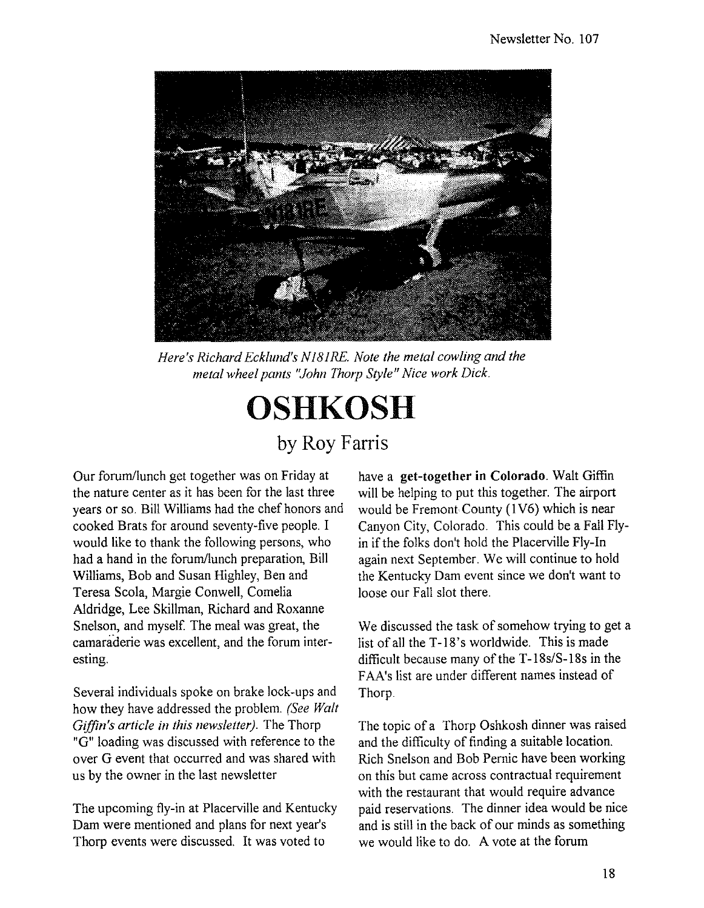*Here's Richard Ecklund's N181RE. Note the metal cowling and the metal wheel pants "John Thorp Style" Nice work Dick.*

# OSHKOSH

## by Roy Farris

Our forum/lunch get together was on Friday at the nature center as it has been for the last three years or so. Bill Williams had the chef honors and cooked Brats for around seventy-five people. I would like to thank the following persons, who had a hand in the forum/lunch preparation, Bill Williams, Bob and Susan Highley, Ben and Teresa Scola, Margie Conwell, Comelia Aldridge, Lee Skillman, Richard and Roxanne Snelson, and myself. The meal was great, the camaraderie was excellent, and the forum interesting.

Several individuals spoke on brake lock-ups and how they have addressed the problem. *(See Walt Giffin's article in this newsletter).* The Thorp "G" loading was discussed with reference to the over G event that occurred and was shared with us by the owner in the last newsletter

The upcoming fly-in at Placerville and Kentucky Dam were mentioned and plans for next year's Thorp events were discussed. It was voted to have a **get-together in Colorado**. Walt Giffin will be helping to put this together. The airport would be Fremont County (1V6) which is near Canyon City, Colorado. This could be a Fall Fly-in if the folks don't hold the Placerville Fly-In again next September. We will continue to hold the Kentucky Dam event since we don't want to loose our Fall slot there.

We discussed the task of somehow trying to get a list of all the T-18's worldwide. This is made difficult because many of the T-18s/S-18s in the FAA's list are under different names instead of Thorp.

The topic of a Thorp Oshkosh dinner was raised and the difficulty of finding a suitable location. Rich Snelson and Bob Pernic have been working on this but came across contractual requirement with the restaurant that would require advance paid reservations. The dinner idea would be nice and is still in the back of our minds as something we would like to do. A vote at the forum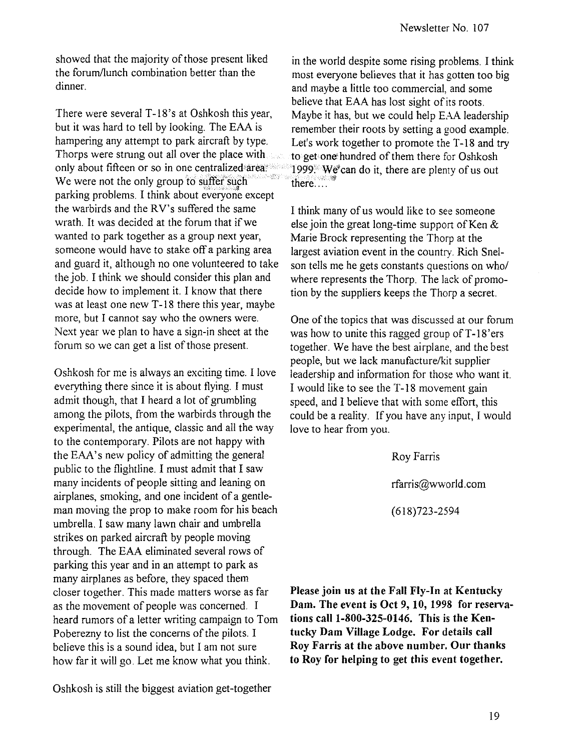showed that the majority of those present liked the forum/lunch combination better than the dinner.

There were several T-18's at Oshkosh this year, but it was hard to tell by looking. The EAA is hampering any attempt to park aircraft by type. Thorps were strung out all over the place with only about fifteen or so in one centralized area. We were not the only group to suffer such parking problems. I think about everyone except the warbirds and the RV's suffered the same wrath. It was decided at the forum that if we wanted to park together as a group next year, someone would have to stake off a parking area and guard it, although no one volunteered to take the job. I think we should consider this plan and decide how to implement it. I know that there was at least one new T-18 there this year, maybe more, but I cannot say who the owners were. Next year we plan to have a sign-in sheet at the forum so we can get a list of those present.

Oshkosh for me is always an exciting time. I love everything there since it is about flying. I must admit though, that I heard a lot of grumbling among the pilots, from the warbirds through the experimental, the antique, classic and all the way to the contemporary. Pilots are not happy with the EAA's new policy of admitting the general public to the flightline. I must admit that I saw many incidents of people sitting and leaning on airplanes, smoking, and one incident of a gentleman moving the prop to make room for his beach umbrella. I saw many lawn chair and umbrella strikes on parked aircraft by people moving through. The EAA eliminated several rows of parking this year and in an attempt to park as many airplanes as before, they spaced them closer together. This made matters worse as far as the movement of people was concerned. I heard rumors of a letter writing campaign to Tom Poberezny to list the concerns of the pilots. I believe this is a sound idea, but I am not sure how far it will go. Let me know what you think.

Oshkosh is still the biggest aviation get-together in the world despite some rising problems. I think most everyone believes that it has gotten too big and maybe a little too commercial, and some believe that EAA has lost sight of its roots. Maybe it has, but we could help EAA leadership remember their roots by setting a good example. Let's work together to promote the T-18 and try to get one hundred of them there for Oshkosh 1999. We can do it, there are plenty of us out there....

I think many of us would like to see someone else join the great long-time support of Ken & Marie Brock representing the Thorp at the largest aviation event in the country. Rich Snelson tells me he gets constants questions on who/where represents the Thorp. The lack of promotion by the suppliers keeps the Thorp a secret.

One of the topics that was discussed at our forum was how to unite this ragged group of T-18'ers together. We have the best airplane, and the best people, but we lack manufacture/kit supplier leadership and information for those who want it. I would like to see the T-18 movement gain speed, and I believe that with some effort, this could be a reality. If you have any input, I would love to hear from you.

Roy Farris

rfarris@wworld.com

(618)723-2594

**Please join us at the Fall Fly-In at Kentucky Dam. The event is Oct 9, 10, 1998 for reservations call 1-800-325-0146. This is the Kentucky Dam Village Lodge. For details call Roy Farris at the above number. Our thanks to Roy for helping to get this event together.**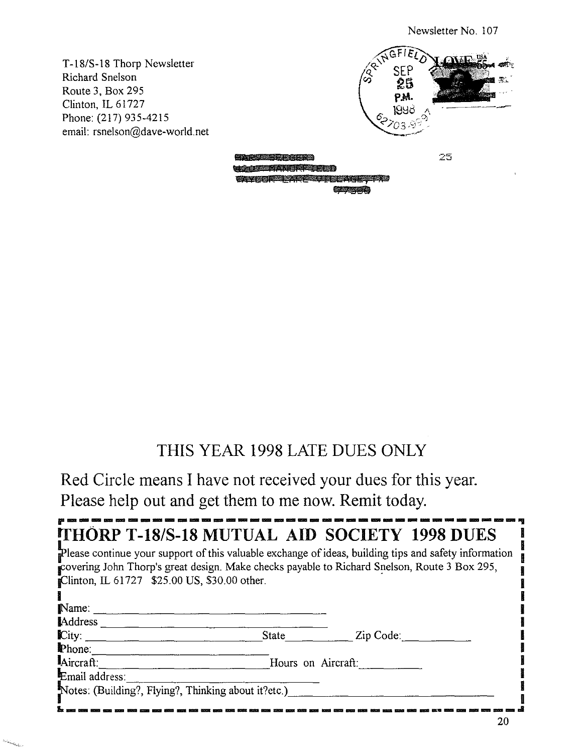Newsletter No. 107

T-18/S-18 Thorp Newsletter
Richard Snelson
Route 3, Box 295
Clinton, IL 61727
Phone: (217) 935-4215
email: rsnelson@dave-world.net

SPRINGFIELD
SEP 25 P.M. 1998
62703-9991

25

# THIS YEAR 1998 LATE DUES ONLY

Red Circle means I have not received your dues for this year. Please help out and get them to me now. Remit today.

## THORP T-18/S-18 MUTUAL AID SOCIETY 1998 DUES

Please continue your support of this valuable exchange of ideas, building tips and safety information covering John Thorp's great design. Make checks payable to Richard Snelson, Route 3 Box 295, Clinton, IL 61727 $25.00 US, $30.00 other.

Name: ______________________________

Address ______________________________

City: ______________________ State __________ Zip Code: __________

Phone: ______________________________

Aircraft: ______________________ Hours on Aircraft: __________

Email address: ______________________________

Notes: (Building?, Flying?, Thinking about it?etc.) ______________________________